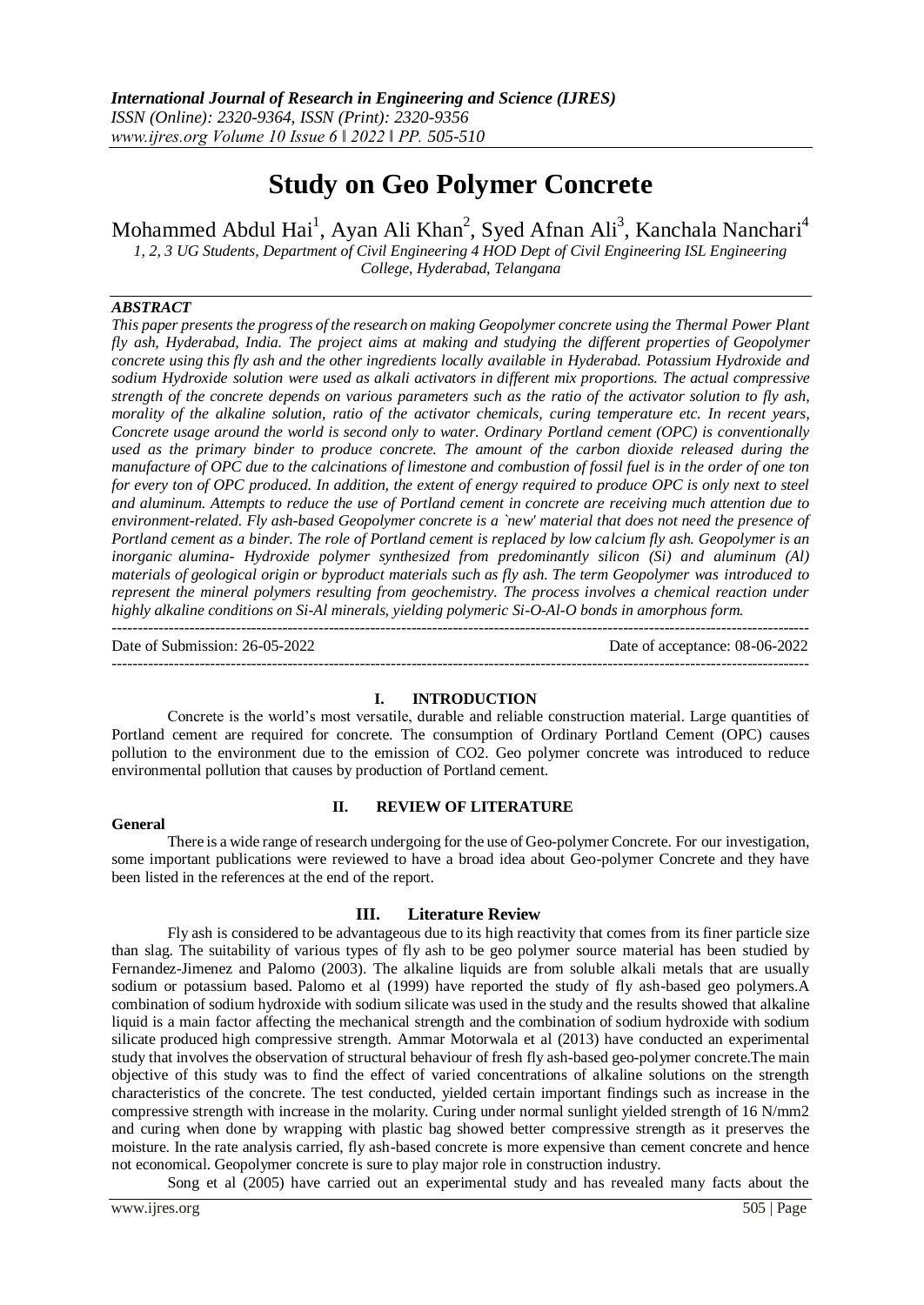# Study on Geo Polymer Concrete

Mohammed Abdul Hai[1], Ayan Ali Khan[2], Syed Afnan Ali[3], Kanchala Nanchari[4]

*1, 2, 3 UG Students, Department of Civil Engineering 4 HOD Dept of Civil Engineering ISL Engineering College, Hyderabad, Telangana*

## *ABSTRACT*

*This paper presents the progress of the research on making Geopolymer concrete using the Thermal Power Plant fly ash, Hyderabad, India. The project aims at making and studying the different properties of Geopolymer concrete using this fly ash and the other ingredients locally available in Hyderabad. Potassium Hydroxide and sodium Hydroxide solution were used as alkali activators in different mix proportions. The actual compressive strength of the concrete depends on various parameters such as the ratio of the activator solution to fly ash, morality of the alkaline solution, ratio of the activator chemicals, curing temperature etc. In recent years, Concrete usage around the world is second only to water. Ordinary Portland cement (OPC) is conventionally used as the primary binder to produce concrete. The amount of the carbon dioxide released during the manufacture of OPC due to the calcinations of limestone and combustion of fossil fuel is in the order of one ton for every ton of OPC produced. In addition, the extent of energy required to produce OPC is only next to steel and aluminum. Attempts to reduce the use of Portland cement in concrete are receiving much attention due to environment-related. Fly ash-based Geopolymer concrete is a `new' material that does not need the presence of Portland cement as a binder. The role of Portland cement is replaced by low calcium fly ash. Geopolymer is an inorganic alumina- Hydroxide polymer synthesized from predominantly silicon (Si) and aluminum (Al) materials of geological origin or byproduct materials such as fly ash. The term Geopolymer was introduced to represent the mineral polymers resulting from geochemistry. The process involves a chemical reaction under highly alkaline conditions on Si-Al minerals, yielding polymeric Si-O-Al-O bonds in amorphous form.*

---

Date of Submission: 26-05-2022 Date of acceptance: 08-06-2022

---

## I. INTRODUCTION

Concrete is the world's most versatile, durable and reliable construction material. Large quantities of Portland cement are required for concrete. The consumption of Ordinary Portland Cement (OPC) causes pollution to the environment due to the emission of $CO_2$. Geo polymer concrete was introduced to reduce environmental pollution that causes by production of Portland cement.

## II. REVIEW OF LITERATURE

**General**

There is a wide range of research undergoing for the use of Geo-polymer Concrete. For our investigation, some important publications were reviewed to have a broad idea about Geo-polymer Concrete and they have been listed in the references at the end of the report.

## III. Literature Review

Fly ash is considered to be advantageous due to its high reactivity that comes from its finer particle size than slag. The suitability of various types of fly ash to be geo polymer source material has been studied by Fernandez-Jimenez and Palomo (2003). The alkaline liquids are from soluble alkali metals that are usually sodium or potassium based. Palomo et al (1999) have reported the study of fly ash-based geo polymers.A combination of sodium hydroxide with sodium silicate was used in the study and the results showed that alkaline liquid is a main factor affecting the mechanical strength and the combination of sodium hydroxide with sodium silicate produced high compressive strength. Ammar Motorwala et al (2013) have conducted an experimental study that involves the observation of structural behaviour of fresh fly ash-based geo-polymer concrete.The main objective of this study was to find the effect of varied concentrations of alkaline solutions on the strength characteristics of the concrete. The test conducted, yielded certain important findings such as increase in the compressive strength with increase in the molarity. Curing under normal sunlight yielded strength of 16 N/mm2 and curing when done by wrapping with plastic bag showed better compressive strength as it preserves the moisture. In the rate analysis carried, fly ash-based concrete is more expensive than cement concrete and hence not economical. Geopolymer concrete is sure to play major role in construction industry.

Song et al (2005) have carried out an experimental study and has revealed many facts about the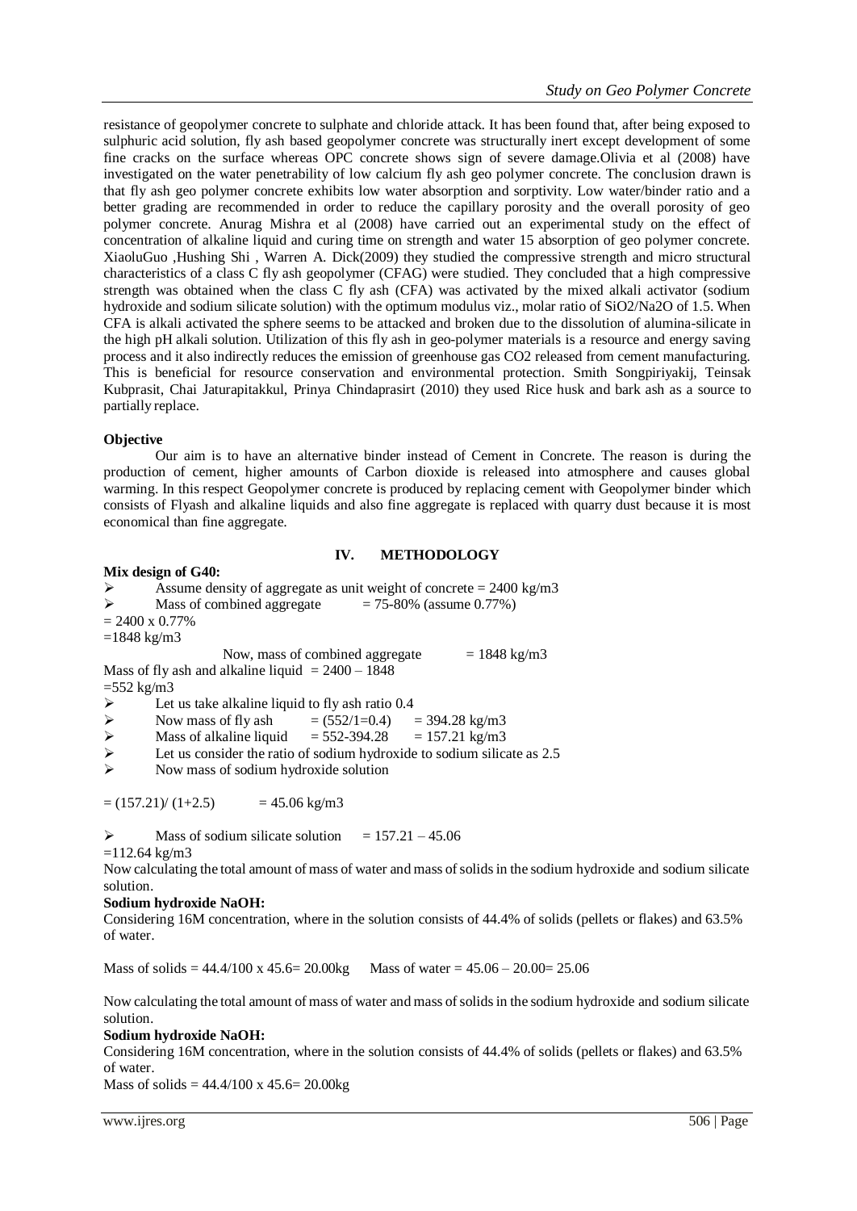resistance of geopolymer concrete to sulphate and chloride attack. It has been found that, after being exposed to sulphuric acid solution, fly ash based geopolymer concrete was structurally inert except development of some fine cracks on the surface whereas OPC concrete shows sign of severe damage.Olivia et al (2008) have investigated on the water penetrability of low calcium fly ash geo polymer concrete. The conclusion drawn is that fly ash geo polymer concrete exhibits low water absorption and sorptivity. Low water/binder ratio and a better grading are recommended in order to reduce the capillary porosity and the overall porosity of geo polymer concrete. Anurag Mishra et al (2008) have carried out an experimental study on the effect of concentration of alkaline liquid and curing time on strength and water 15 absorption of geo polymer concrete. XiaoluGuo ,Hushing Shi , Warren A. Dick(2009) they studied the compressive strength and micro structural characteristics of a class C fly ash geopolymer (CFAG) were studied. They concluded that a high compressive strength was obtained when the class C fly ash (CFA) was activated by the mixed alkali activator (sodium hydroxide and sodium silicate solution) with the optimum modulus viz., molar ratio of $SiO_2/Na_2O$ of 1.5. When CFA is alkali activated the sphere seems to be attacked and broken due to the dissolution of alumina-silicate in the high pH alkali solution. Utilization of this fly ash in geo-polymer materials is a resource and energy saving process and it also indirectly reduces the emission of greenhouse gas $CO_2$ released from cement manufacturing. This is beneficial for resource conservation and environmental protection. Smith Songpiriyakij, Teinsak Kubprasit, Chai Jaturapitakkul, Prinya Chindaprasirt (2010) they used Rice husk and bark ash as a source to partially replace.

**Objective**

Our aim is to have an alternative binder instead of Cement in Concrete. The reason is during the production of cement, higher amounts of Carbon dioxide is released into atmosphere and causes global warming. In this respect Geopolymer concrete is produced by replacing cement with Geopolymer binder which consists of Flyash and alkaline liquids and also fine aggregate is replaced with quarry dust because it is most economical than fine aggregate.

## IV. METHODOLOGY

**Mix design of G40:**

- Assume density of aggregate as unit weight of concrete = 2400 kg/m3
- Mass of combined aggregate = 75-80% (assume 0.77%)

= 2400 x 0.77%

=1848 kg/m3

Now, mass of combined aggregate = 1848 kg/m3

Mass of fly ash and alkaline liquid = 2400 – 1848

=552 kg/m3

- Let us take alkaline liquid to fly ash ratio 0.4
- Now mass of fly ash = (552/1=0.4) = 394.28 kg/m3
- Mass of alkaline liquid = 552-394.28 = 157.21 kg/m3
- Let us consider the ratio of sodium hydroxide to sodium silicate as 2.5
- Now mass of sodium hydroxide solution

= (157.21)/ (1+2.5) = 45.06 kg/m3

- Mass of sodium silicate solution = 157.21 – 45.06

=112.64 kg/m3

Now calculating the total amount of mass of water and mass of solids in the sodium hydroxide and sodium silicate solution.

**Sodium hydroxide NaOH:**

Considering 16M concentration, where in the solution consists of 44.4% of solids (pellets or flakes) and 63.5% of water.

Mass of solids = 44.4/100 x 45.6= 20.00kg Mass of water = 45.06 – 20.00= 25.06

Now calculating the total amount of mass of water and mass of solids in the sodium hydroxide and sodium silicate solution.

**Sodium hydroxide NaOH:**

Considering 16M concentration, where in the solution consists of 44.4% of solids (pellets or flakes) and 63.5% of water.

Mass of solids = 44.4/100 x 45.6= 20.00kg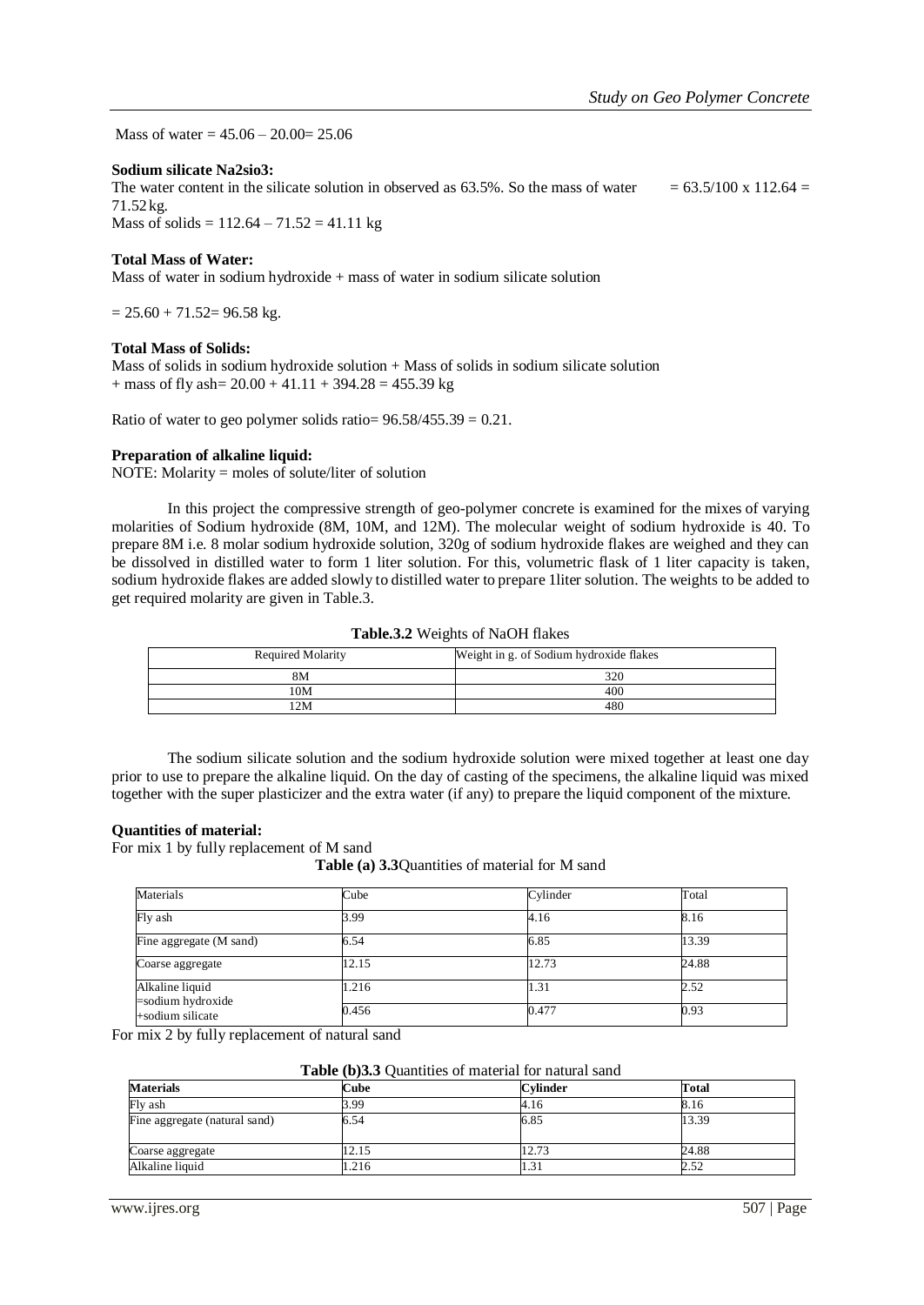Mass of water = 45.06 – 20.00= 25.06

**Sodium silicate Na2sio3:**

The water content in the silicate solution in observed as 63.5%. So the mass of water = 63.5/100 x 112.64 = 71.52 kg.

Mass of solids = 112.64 – 71.52 = 41.11 kg

**Total Mass of Water:**

Mass of water in sodium hydroxide + mass of water in sodium silicate solution

= 25.60 + 71.52= 96.58 kg.

**Total Mass of Solids:**

Mass of solids in sodium hydroxide solution + Mass of solids in sodium silicate solution + mass of fly ash= 20.00 + 41.11 + 394.28 = 455.39 kg

Ratio of water to geo polymer solids ratio= 96.58/455.39 = 0.21.

**Preparation of alkaline liquid:**

NOTE: Molarity = moles of solute/liter of solution

In this project the compressive strength of geo-polymer concrete is examined for the mixes of varying molarities of Sodium hydroxide (8M, 10M, and 12M). The molecular weight of sodium hydroxide is 40. To prepare 8M i.e. 8 molar sodium hydroxide solution, 320g of sodium hydroxide flakes are weighed and they can be dissolved in distilled water to form 1 liter solution. For this, volumetric flask of 1 liter capacity is taken, sodium hydroxide flakes are added slowly to distilled water to prepare 1liter solution. The weights to be added to get required molarity are given in Table.3.

**Table.3.2** Weights of NaOH flakes

| Required Molarity | Weight in g. of Sodium hydroxide flakes |
|---|---|
| 8M | 320 |
| 10M | 400 |
| 12M | 480 |

The sodium silicate solution and the sodium hydroxide solution were mixed together at least one day prior to use to prepare the alkaline liquid. On the day of casting of the specimens, the alkaline liquid was mixed together with the super plasticizer and the extra water (if any) to prepare the liquid component of the mixture.

**Quantities of material:**

For mix 1 by fully replacement of M sand

**Table (a) 3.3**Quantities of material for M sand

| Materials | Cube | Cylinder | Total |
|---|---|---|---|
| Fly ash | 3.99 | 4.16 | 8.16 |
| Fine aggregate (M sand) | 6.54 | 6.85 | 13.39 |
| Coarse aggregate | 12.15 | 12.73 | 24.88 |
| Alkaline liquid =sodium hydroxide | 1.216 | 1.31 | 2.52 |
| +sodium silicate | 0.456 | 0.477 | 0.93 |

For mix 2 by fully replacement of natural sand

**Table (b)3.3** Quantities of material for natural sand

| **Materials** | **Cube** | **Cylinder** | **Total** |
|---|---|---|---|
| Fly ash | 3.99 | 4.16 | 8.16 |
| Fine aggregate (natural sand) | 6.54 | 6.85 | 13.39 |
| Coarse aggregate | 12.15 | 12.73 | 24.88 |
| Alkaline liquid | 1.216 | 1.31 | 2.52 |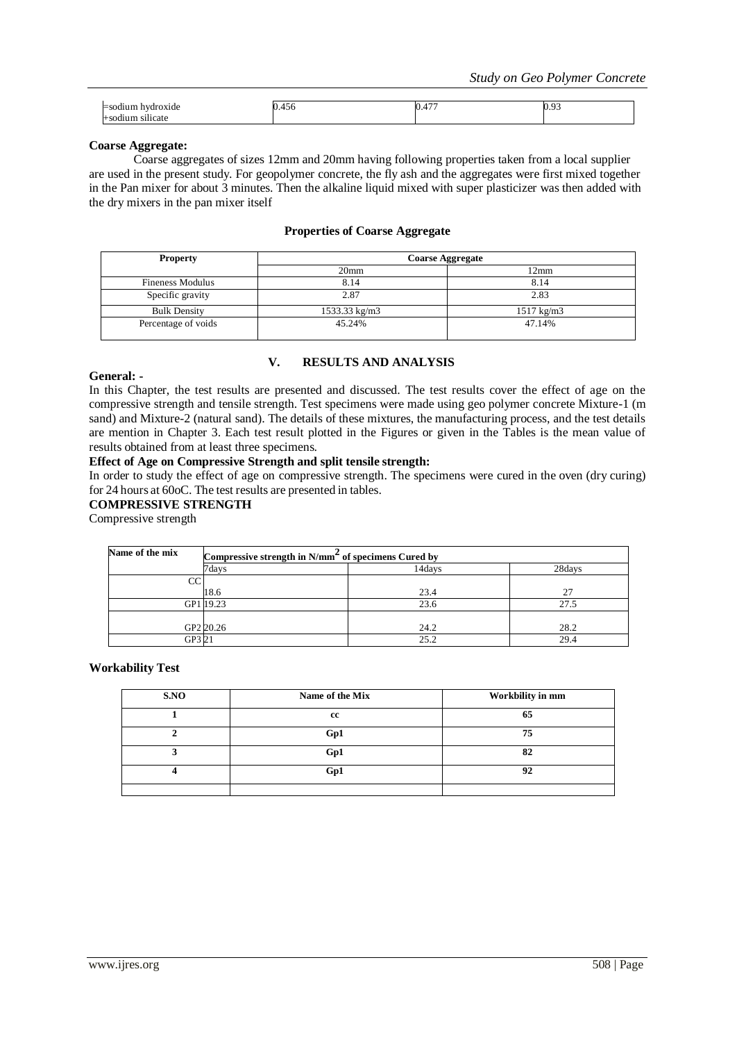| =sodium hydroxide +sodium silicate | 0.456 | 0.477 | 0.93 |
|---|---|---|---|

**Coarse Aggregate:**

Coarse aggregates of sizes 12mm and 20mm having following properties taken from a local supplier are used in the present study. For geopolymer concrete, the fly ash and the aggregates were first mixed together in the Pan mixer for about 3 minutes. Then the alkaline liquid mixed with super plasticizer was then added with the dry mixers in the pan mixer itself

**Properties of Coarse Aggregate**

| Property | Coarse Aggregate | |
|---|---|---|
| | 20mm | 12mm |
| Fineness Modulus | 8.14 | 8.14 |
| Specific gravity | 2.87 | 2.83 |
| Bulk Density | 1533.33 kg/m3 | 1517 kg/m3 |
| Percentage of voids | 45.24% | 47.14% |

## V. RESULTS AND ANALYSIS

**General: -**

In this Chapter, the test results are presented and discussed. The test results cover the effect of age on the compressive strength and tensile strength. Test specimens were made using geo polymer concrete Mixture-1 (m sand) and Mixture-2 (natural sand). The details of these mixtures, the manufacturing process, and the test details are mention in Chapter 3. Each test result plotted in the Figures or given in the Tables is the mean value of results obtained from at least three specimens.

**Effect of Age on Compressive Strength and split tensile strength:**

In order to study the effect of age on compressive strength. The specimens were cured in the oven (dry curing) for 24 hours at 60oC. The test results are presented in tables.

**COMPRESSIVE STRENGTH**

Compressive strength

| Name of the mix | Compressive strength in N/mm$^2$ of specimens Cured by | | |
|---|---|---|---|
| | 7days | 14days | 28days |
| CC | 18.6 | 23.4 | 27 |
| GP1 | 19.23 | 23.6 | 27.5 |
| GP2 | 20.26 | 24.2 | 28.2 |
| GP3 | 21 | 25.2 | 29.4 |

**Workability Test**

| S.NO | Name of the Mix | Workbility in mm |
|---|---|---|
| **1** | **cc** | **65** |
| **2** | **Gp1** | **75** |
| **3** | **Gp1** | **82** |
| **4** | **Gp1** | **92** |
| | | |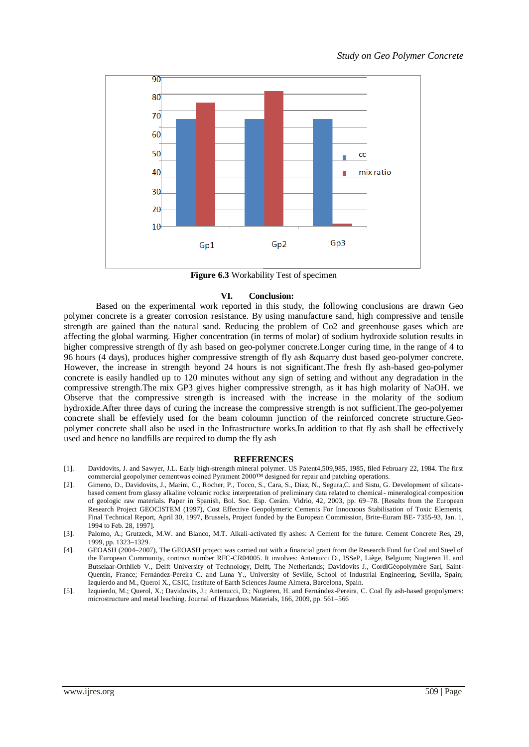**Figure 6.3** Workability Test of specimen

## VI. Conclusion:

Based on the experimental work reported in this study, the following conclusions are drawn Geo polymer concrete is a greater corrosion resistance. By using manufacture sand, high compressive and tensile strength are gained than the natural sand. Reducing the problem of Co2 and greenhouse gases which are affecting the global warming. Higher concentration (in terms of molar) of sodium hydroxide solution results in higher compressive strength of fly ash based on geo-polymer concrete.Longer curing time, in the range of 4 to 96 hours (4 days), produces higher compressive strength of fly ash &quarry dust based geo-polymer concrete. However, the increase in strength beyond 24 hours is not significant.The fresh fly ash-based geo-polymer concrete is easily handled up to 120 minutes without any sign of setting and without any degradation in the compressive strength.The mix GP3 gives higher compressive strength, as it has high molarity of NaOH. we Observe that the compressive strength is increased with the increase in the molarity of the sodium hydroxide.After three days of curing the increase the compressive strength is not sufficient.The geo-polyemer concrete shall be effeviely used for the beam coloumn junction of the reinforced concrete structure.Geo-polymer concrete shall also be used in the Infrastructure works.In addition to that fly ash shall be effectively used and hence no landfills are required to dump the fly ash

## REFERENCES

[1]. Davidovits, J. and Sawyer, J.L. Early high-strength mineral polymer. US Patent4,509,985, 1985, filed February 22, 1984. The first commercial geopolymer cementwas coined Pyrament 2000™ designed for repair and patching operations.

[2]. Gimeno, D., Davidovits, J., Marini, C., Rocher, P., Tocco, S., Cara, S., Diaz, N., Segura,C. and Sistu, G. Development of silicate-based cement from glassy alkaline volcanic rocks: interpretation of preliminary data related to chemical- mineralogical composition of geologic raw materials. Paper in Spanish, Bol. Soc. Esp. Cerám. Vidrio, 42, 2003, pp. 69–78. [Results from the European Research Project GEOCISTEM (1997), Cost Effective Geopolymeric Cements For Innocuous Stabilisation of Toxic Elements, Final Technical Report, April 30, 1997, Brussels, Project funded by the European Commission, Brite-Euram BE- 7355-93, Jan. 1, 1994 to Feb. 28, 1997].

[3]. Palomo, A.; Grutzeck, M.W. and Blanco, M.T. Alkali-activated fly ashes: A Cement for the future. Cement Concrete Res, 29, 1999, pp. 1323–1329.

[4]. GEOASH (2004–2007), The GEOASH project was carried out with a financial grant from the Research Fund for Coal and Steel of the European Community, contract number RFC-CR04005. It involves: Antenucci D., ISSeP, Liège, Belgium; Nugteren H. and Butselaar-Orthlieb V., Delft University of Technology, Delft, The Netherlands; Davidovits J., CordiGéopolymère Sarl, Saint-Quentin, France; Fernández-Pereira C. and Luna Y., University of Seville, School of Industrial Engineering, Sevilla, Spain; Izquierdo and M., Querol X., CSIC, Institute of Earth Sciences Jaume Almera, Barcelona, Spain.

[5]. Izquierdo, M.; Querol, X.; Davidovits, J.; Antenucci, D.; Nugteren, H. and Fernández-Pereira, C. Coal fly ash-based geopolymers: microstructure and metal leaching. Journal of Hazardous Materials, 166, 2009, pp. 561–566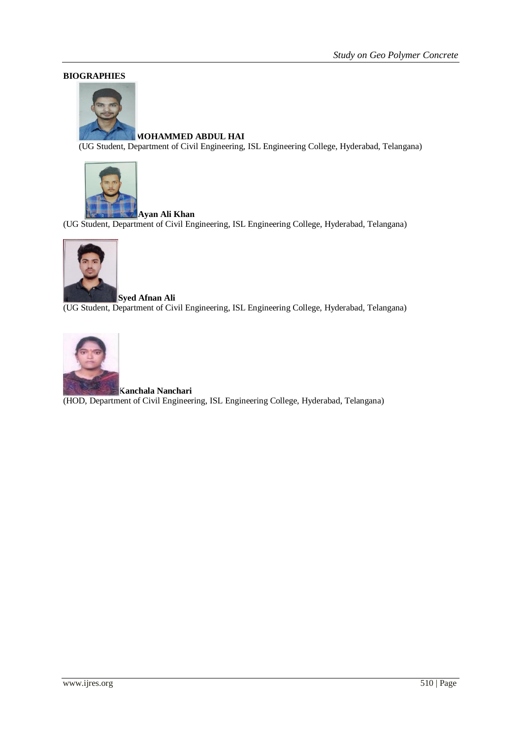**BIOGRAPHIES**

**MOHAMMED ABDUL HAI**
(UG Student, Department of Civil Engineering, ISL Engineering College, Hyderabad, Telangana)

**Ayan Ali Khan**
(UG Student, Department of Civil Engineering, ISL Engineering College, Hyderabad, Telangana)

**Syed Afnan Ali**
(UG Student, Department of Civil Engineering, ISL Engineering College, Hyderabad, Telangana)

**Kanchala Nanchari**
(HOD, Department of Civil Engineering, ISL Engineering College, Hyderabad, Telangana)